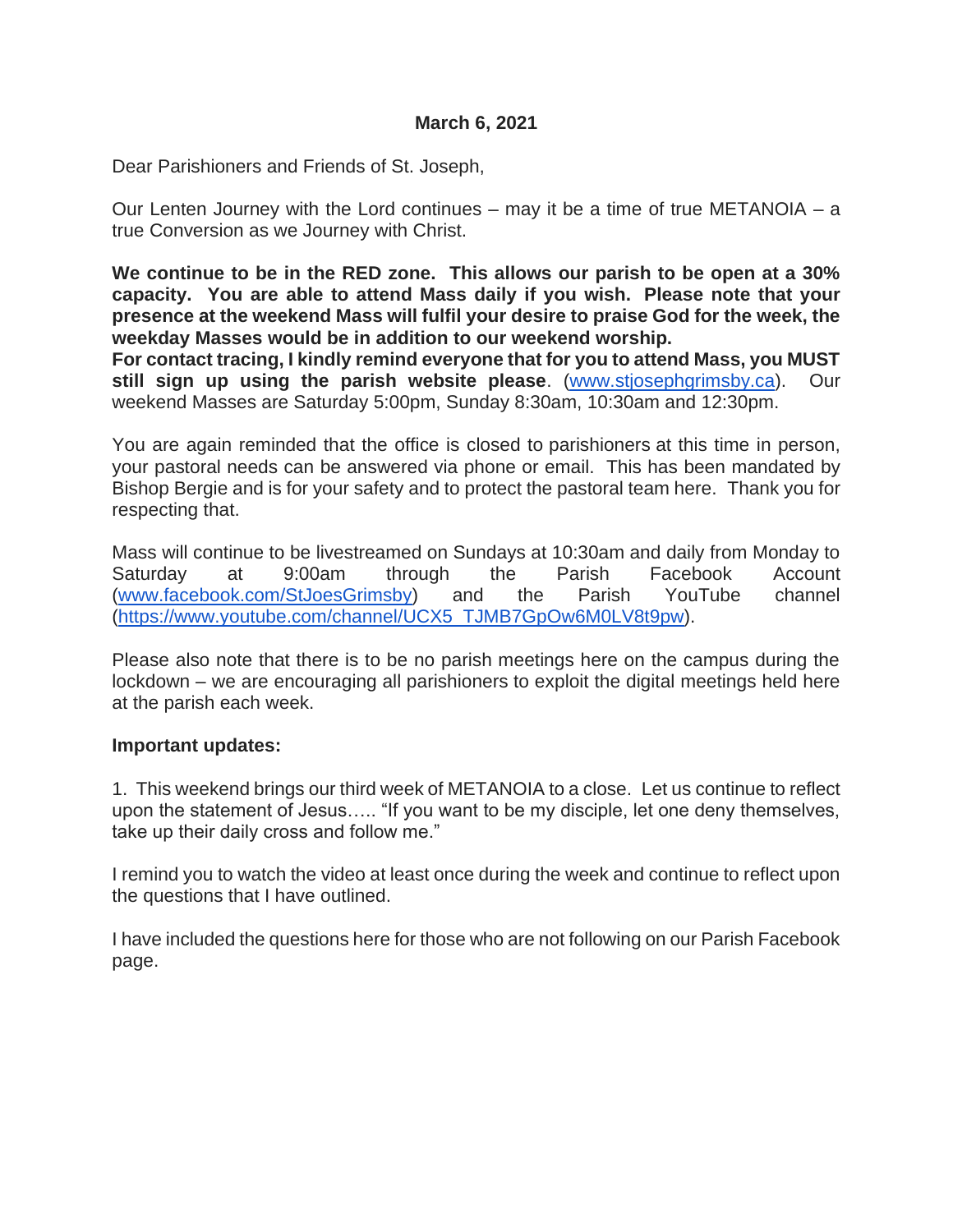**March 6, 2021**

Dear Parishioners and Friends of St. Joseph,

Our Lenten Journey with the Lord continues – may it be a time of true METANOIA – a true Conversion as we Journey with Christ.

**We continue to be in the RED zone. This allows our parish to be open at a 30% capacity. You are able to attend Mass daily if you wish. Please note that your presence at the weekend Mass will fulfil your desire to praise God for the week, the weekday Masses would be in addition to our weekend worship.**
**For contact tracing, I kindly remind everyone that for you to attend Mass, you MUST still sign up using the parish website please**. ([www.stjosephgrimsby.ca](www.stjosephgrimsby.ca)). Our weekend Masses are Saturday 5:00pm, Sunday 8:30am, 10:30am and 12:30pm.

You are again reminded that the office is closed to parishioners at this time in person, your pastoral needs can be answered via phone or email. This has been mandated by Bishop Bergie and is for your safety and to protect the pastoral team here. Thank you for respecting that.

Mass will continue to be livestreamed on Sundays at 10:30am and daily from Monday to Saturday at 9:00am through the Parish Facebook Account ([www.facebook.com/StJoesGrimsby](www.facebook.com/StJoesGrimsby)) and the Parish YouTube channel ([https://www.youtube.com/channel/UCX5_TJMB7GpOw6M0LV8t9pw](https://www.youtube.com/channel/UCX5_TJMB7GpOw6M0LV8t9pw)).

Please also note that there is to be no parish meetings here on the campus during the lockdown – we are encouraging all parishioners to exploit the digital meetings held here at the parish each week.

**Important updates:**

1. This weekend brings our third week of METANOIA to a close. Let us continue to reflect upon the statement of Jesus….. "If you want to be my disciple, let one deny themselves, take up their daily cross and follow me."

I remind you to watch the video at least once during the week and continue to reflect upon the questions that I have outlined.

I have included the questions here for those who are not following on our Parish Facebook page.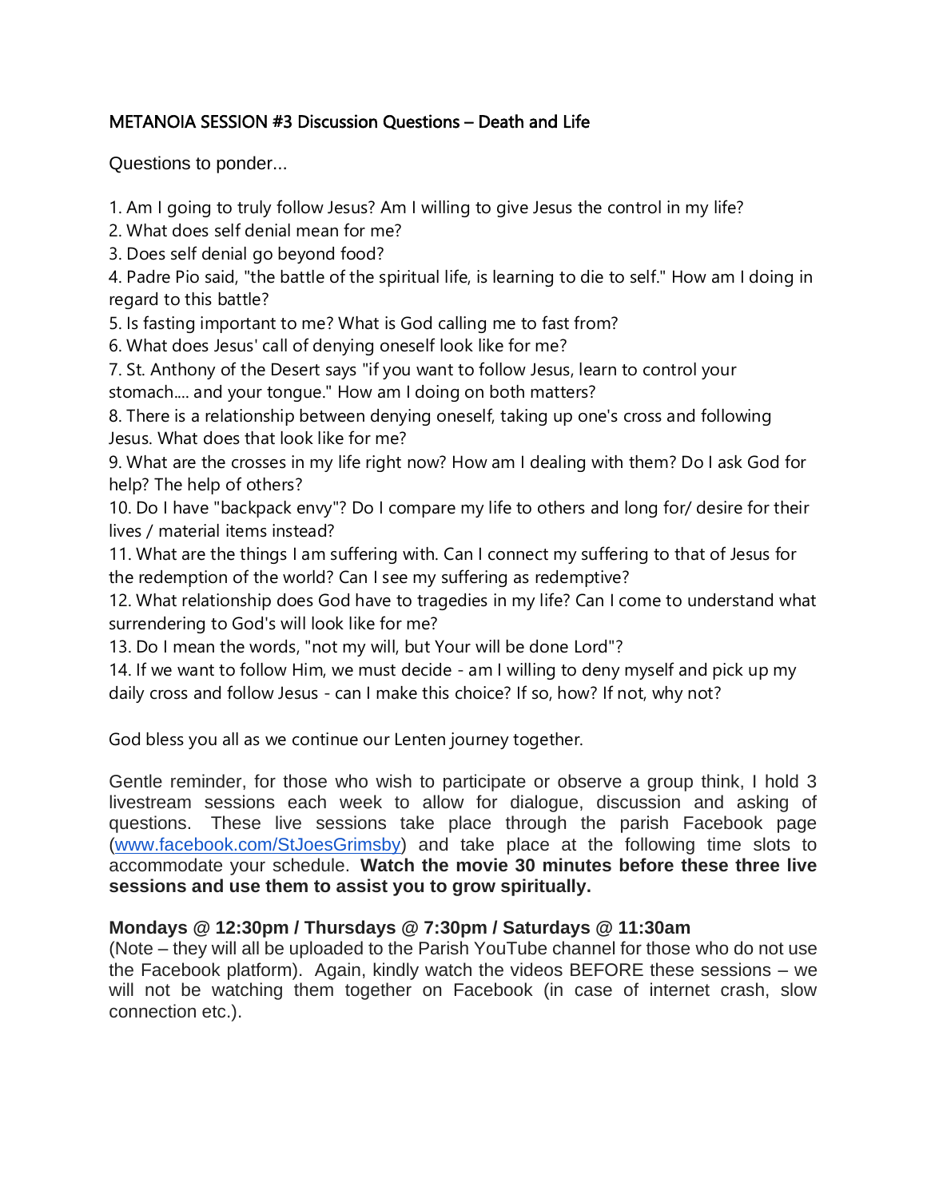## METANOIA SESSION #3 Discussion Questions – Death and Life

Questions to ponder...

1. Am I going to truly follow Jesus? Am I willing to give Jesus the control in my life?
2. What does self denial mean for me?
3. Does self denial go beyond food?
4. Padre Pio said, "the battle of the spiritual life, is learning to die to self." How am I doing in regard to this battle?
5. Is fasting important to me? What is God calling me to fast from?
6. What does Jesus' call of denying oneself look like for me?
7. St. Anthony of the Desert says "if you want to follow Jesus, learn to control your stomach.... and your tongue." How am I doing on both matters?
8. There is a relationship between denying oneself, taking up one's cross and following Jesus. What does that look like for me?
9. What are the crosses in my life right now? How am I dealing with them? Do I ask God for help? The help of others?
10. Do I have "backpack envy"? Do I compare my life to others and long for/ desire for their lives / material items instead?
11. What are the things I am suffering with. Can I connect my suffering to that of Jesus for the redemption of the world? Can I see my suffering as redemptive?
12. What relationship does God have to tragedies in my life? Can I come to understand what surrendering to God's will look like for me?
13. Do I mean the words, "not my will, but Your will be done Lord"?
14. If we want to follow Him, we must decide - am I willing to deny myself and pick up my daily cross and follow Jesus - can I make this choice? If so, how? If not, why not?

God bless you all as we continue our Lenten journey together.

Gentle reminder, for those who wish to participate or observe a group think, I hold 3 livestream sessions each week to allow for dialogue, discussion and asking of questions. These live sessions take place through the parish Facebook page (www.facebook.com/StJoesGrimsby) and take place at the following time slots to accommodate your schedule. **Watch the movie 30 minutes before these three live sessions and use them to assist you to grow spiritually.**

**Mondays @ 12:30pm / Thursdays @ 7:30pm / Saturdays @ 11:30am**
(Note – they will all be uploaded to the Parish YouTube channel for those who do not use the Facebook platform). Again, kindly watch the videos BEFORE these sessions – we will not be watching them together on Facebook (in case of internet crash, slow connection etc.).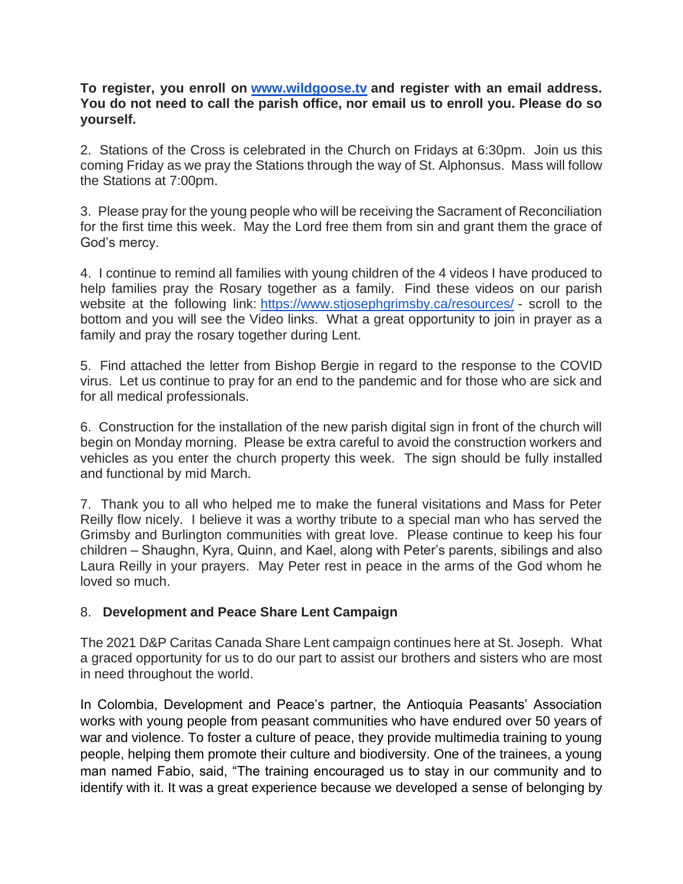**To register, you enroll on [www.wildgoose.tv](http://www.wildgoose.tv) and register with an email address. You do not need to call the parish office, nor email us to enroll you. Please do so yourself.**

2. Stations of the Cross is celebrated in the Church on Fridays at 6:30pm. Join us this coming Friday as we pray the Stations through the way of St. Alphonsus. Mass will follow the Stations at 7:00pm.

3. Please pray for the young people who will be receiving the Sacrament of Reconciliation for the first time this week. May the Lord free them from sin and grant them the grace of God's mercy.

4. I continue to remind all families with young children of the 4 videos I have produced to help families pray the Rosary together as a family. Find these videos on our parish website at the following link: [https://www.stjosephgrimsby.ca/resources/](https://www.stjosephgrimsby.ca/resources/) - scroll to the bottom and you will see the Video links. What a great opportunity to join in prayer as a family and pray the rosary together during Lent.

5. Find attached the letter from Bishop Bergie in regard to the response to the COVID virus. Let us continue to pray for an end to the pandemic and for those who are sick and for all medical professionals.

6. Construction for the installation of the new parish digital sign in front of the church will begin on Monday morning. Please be extra careful to avoid the construction workers and vehicles as you enter the church property this week. The sign should be fully installed and functional by mid March.

7. Thank you to all who helped me to make the funeral visitations and Mass for Peter Reilly flow nicely. I believe it was a worthy tribute to a special man who has served the Grimsby and Burlington communities with great love. Please continue to keep his four children – Shaughn, Kyra, Quinn, and Kael, along with Peter's parents, sibilings and also Laura Reilly in your prayers. May Peter rest in peace in the arms of the God whom he loved so much.

8. **Development and Peace Share Lent Campaign**

The 2021 D&P Caritas Canada Share Lent campaign continues here at St. Joseph. What a graced opportunity for us to do our part to assist our brothers and sisters who are most in need throughout the world.

In Colombia, Development and Peace's partner, the Antioquia Peasants' Association works with young people from peasant communities who have endured over 50 years of war and violence. To foster a culture of peace, they provide multimedia training to young people, helping them promote their culture and biodiversity. One of the trainees, a young man named Fabio, said, "The training encouraged us to stay in our community and to identify with it. It was a great experience because we developed a sense of belonging by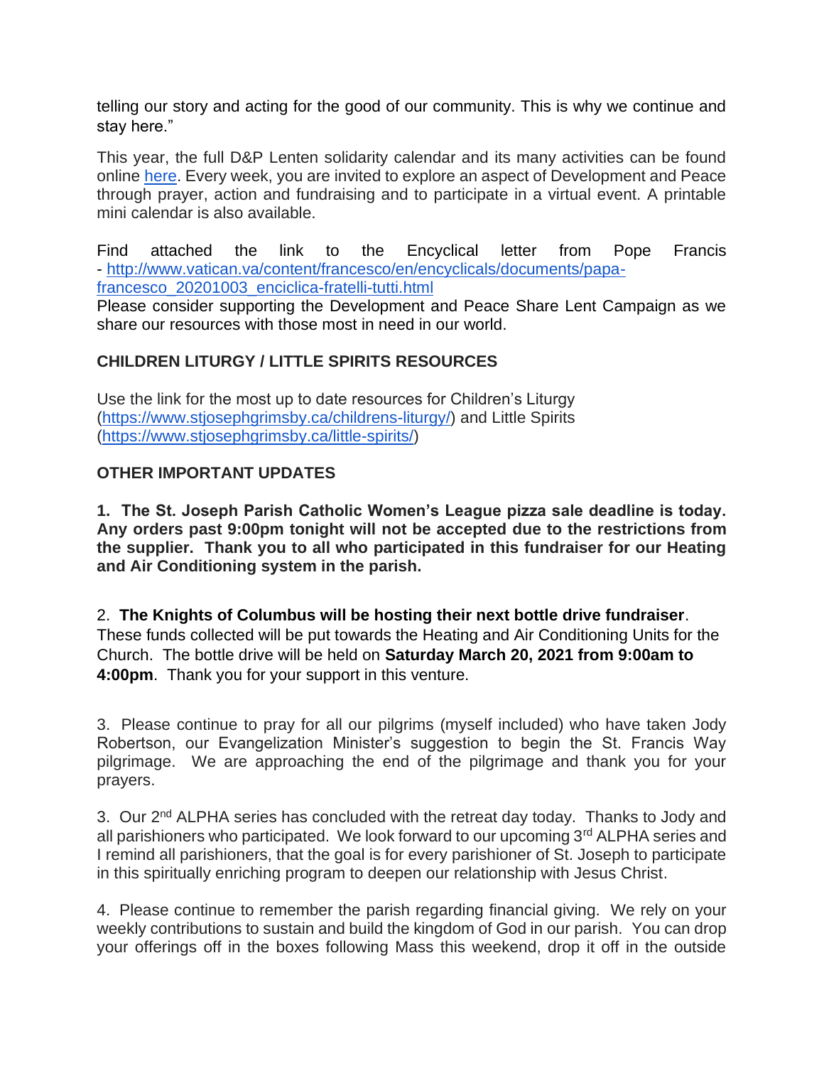telling our story and acting for the good of our community. This is why we continue and stay here."

This year, the full D&P Lenten solidarity calendar and its many activities can be found online [here](). Every week, you are invited to explore an aspect of Development and Peace through prayer, action and fundraising and to participate in a virtual event. A printable mini calendar is also available.

Find attached the link to the Encyclical letter from Pope Francis - [http://www.vatican.va/content/francesco/en/encyclicals/documents/papa-francesco_20201003_enciclica-fratelli-tutti.html](http://www.vatican.va/content/francesco/en/encyclicals/documents/papa-francesco_20201003_enciclica-fratelli-tutti.html)
Please consider supporting the Development and Peace Share Lent Campaign as we share our resources with those most in need in our world.

**CHILDREN LITURGY / LITTLE SPIRITS RESOURCES**

Use the link for the most up to date resources for Children's Liturgy ([https://www.stjosephgrimsby.ca/childrens-liturgy/](https://www.stjosephgrimsby.ca/childrens-liturgy/)) and Little Spirits ([https://www.stjosephgrimsby.ca/little-spirits/](https://www.stjosephgrimsby.ca/little-spirits/))

**OTHER IMPORTANT UPDATES**

**1. The St. Joseph Parish Catholic Women's League pizza sale deadline is today. Any orders past 9:00pm tonight will not be accepted due to the restrictions from the supplier. Thank you to all who participated in this fundraiser for our Heating and Air Conditioning system in the parish.**

2. **The Knights of Columbus will be hosting their next bottle drive fundraiser**. These funds collected will be put towards the Heating and Air Conditioning Units for the Church. The bottle drive will be held on **Saturday March 20, 2021 from 9:00am to 4:00pm**. Thank you for your support in this venture.

3. Please continue to pray for all our pilgrims (myself included) who have taken Jody Robertson, our Evangelization Minister's suggestion to begin the St. Francis Way pilgrimage. We are approaching the end of the pilgrimage and thank you for your prayers.

3. Our 2nd ALPHA series has concluded with the retreat day today. Thanks to Jody and all parishioners who participated. We look forward to our upcoming 3rd ALPHA series and I remind all parishioners, that the goal is for every parishioner of St. Joseph to participate in this spiritually enriching program to deepen our relationship with Jesus Christ.

4. Please continue to remember the parish regarding financial giving. We rely on your weekly contributions to sustain and build the kingdom of God in our parish. You can drop your offerings off in the boxes following Mass this weekend, drop it off in the outside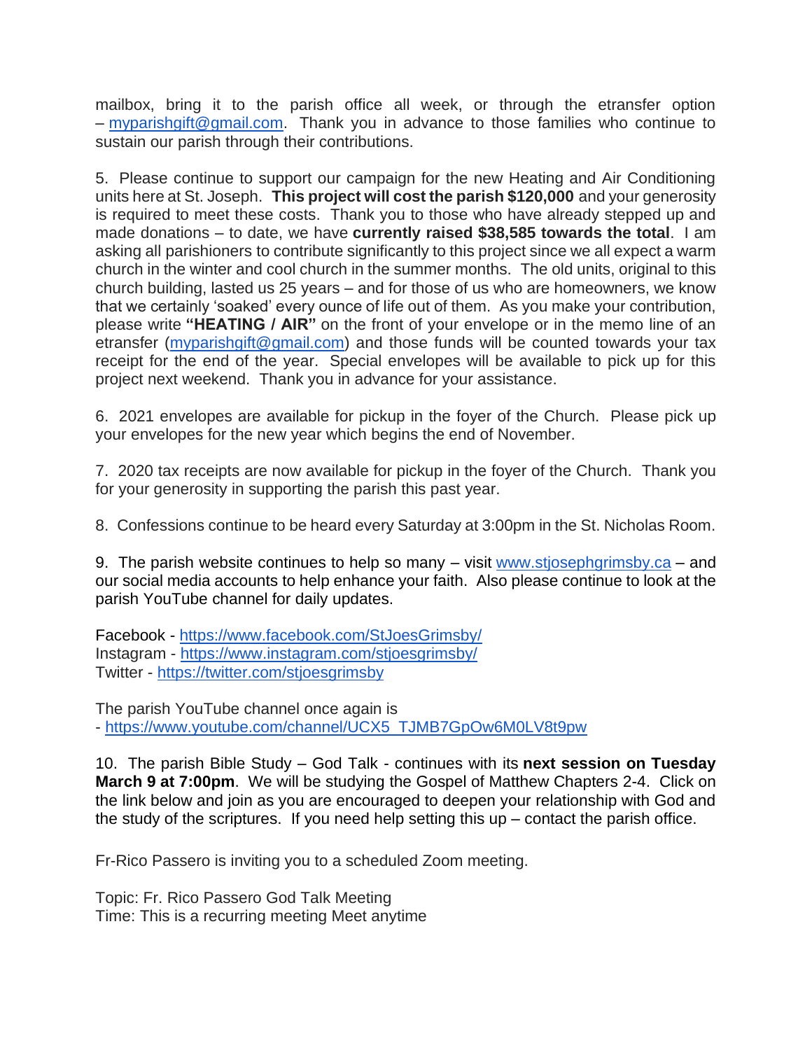mailbox, bring it to the parish office all week, or through the etransfer option – myparishgift@gmail.com. Thank you in advance to those families who continue to sustain our parish through their contributions.

5. Please continue to support our campaign for the new Heating and Air Conditioning units here at St. Joseph. **This project will cost the parish $120,000** and your generosity is required to meet these costs. Thank you to those who have already stepped up and made donations – to date, we have **currently raised $38,585 towards the total**. I am asking all parishioners to contribute significantly to this project since we all expect a warm church in the winter and cool church in the summer months. The old units, original to this church building, lasted us 25 years – and for those of us who are homeowners, we know that we certainly 'soaked' every ounce of life out of them. As you make your contribution, please write **"HEATING / AIR"** on the front of your envelope or in the memo line of an etransfer (myparishgift@gmail.com) and those funds will be counted towards your tax receipt for the end of the year. Special envelopes will be available to pick up for this project next weekend. Thank you in advance for your assistance.

6. 2021 envelopes are available for pickup in the foyer of the Church. Please pick up your envelopes for the new year which begins the end of November.

7. 2020 tax receipts are now available for pickup in the foyer of the Church. Thank you for your generosity in supporting the parish this past year.

8. Confessions continue to be heard every Saturday at 3:00pm in the St. Nicholas Room.

9. The parish website continues to help so many – visit www.stjosephgrimsby.ca – and our social media accounts to help enhance your faith. Also please continue to look at the parish YouTube channel for daily updates.

Facebook - https://www.facebook.com/StJoesGrimsby/
Instagram - https://www.instagram.com/stjoesgrimsby/
Twitter - https://twitter.com/stjoesgrimsby

The parish YouTube channel once again is
- https://www.youtube.com/channel/UCX5_TJMB7GpOw6M0LV8t9pw

10. The parish Bible Study – God Talk - continues with its **next session on Tuesday March 9 at 7:00pm**. We will be studying the Gospel of Matthew Chapters 2-4. Click on the link below and join as you are encouraged to deepen your relationship with God and the study of the scriptures. If you need help setting this up – contact the parish office.

Fr-Rico Passero is inviting you to a scheduled Zoom meeting.

Topic: Fr. Rico Passero God Talk Meeting
Time: This is a recurring meeting Meet anytime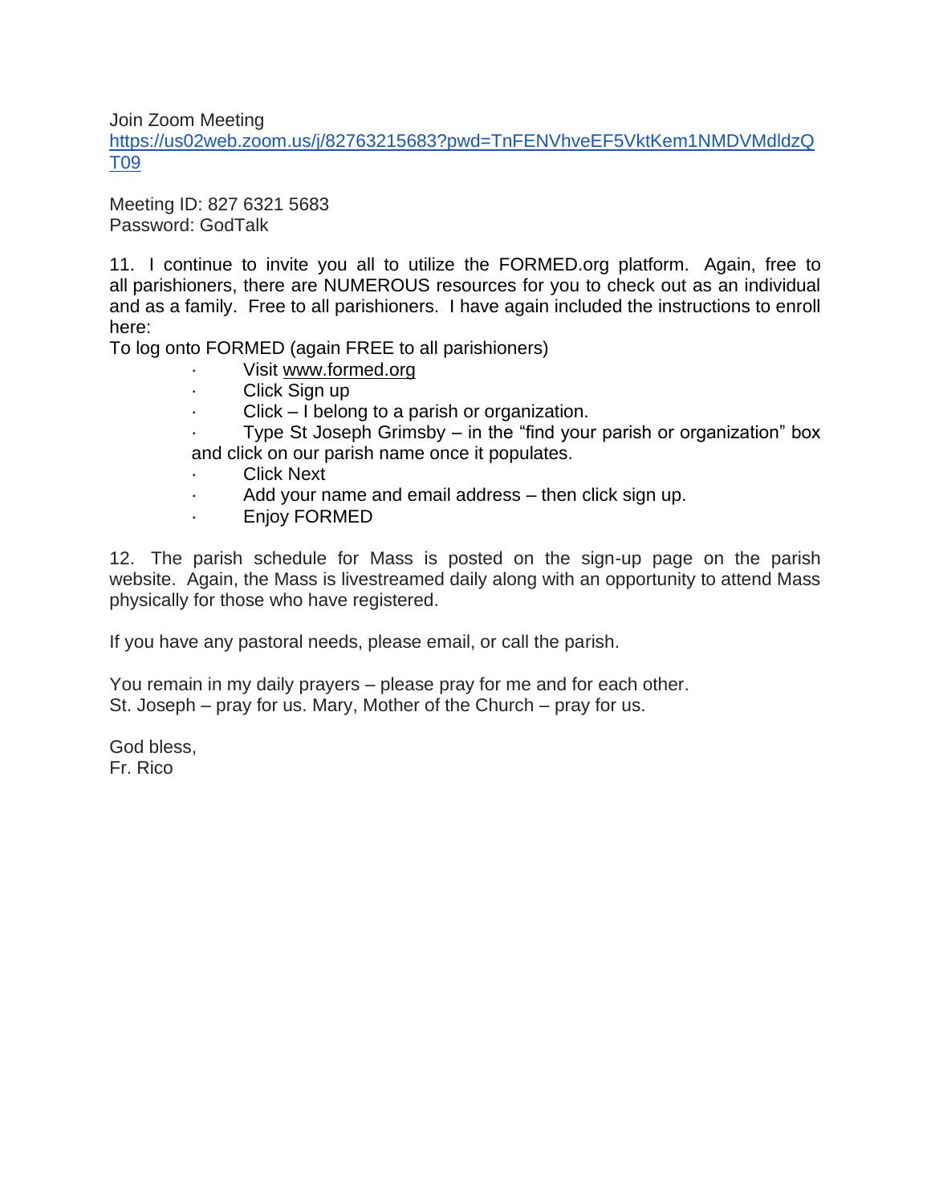Join Zoom Meeting
https://us02web.zoom.us/j/82763215683?pwd=TnFENVhveEF5VktKem1NMDVMdldzQT09

Meeting ID: 827 6321 5683
Password: GodTalk

11. I continue to invite you all to utilize the FORMED.org platform. Again, free to all parishioners, there are NUMEROUS resources for you to check out as an individual and as a family. Free to all parishioners. I have again included the instructions to enroll here:

To log onto FORMED (again FREE to all parishioners)

- Visit www.formed.org
- Click Sign up
- Click – I belong to a parish or organization.
- Type St Joseph Grimsby – in the "find your parish or organization" box and click on our parish name once it populates.
- Click Next
- Add your name and email address – then click sign up.
- Enjoy FORMED

12. The parish schedule for Mass is posted on the sign-up page on the parish website. Again, the Mass is livestreamed daily along with an opportunity to attend Mass physically for those who have registered.

If you have any pastoral needs, please email, or call the parish.

You remain in my daily prayers – please pray for me and for each other.
St. Joseph – pray for us. Mary, Mother of the Church – pray for us.

God bless,
Fr. Rico